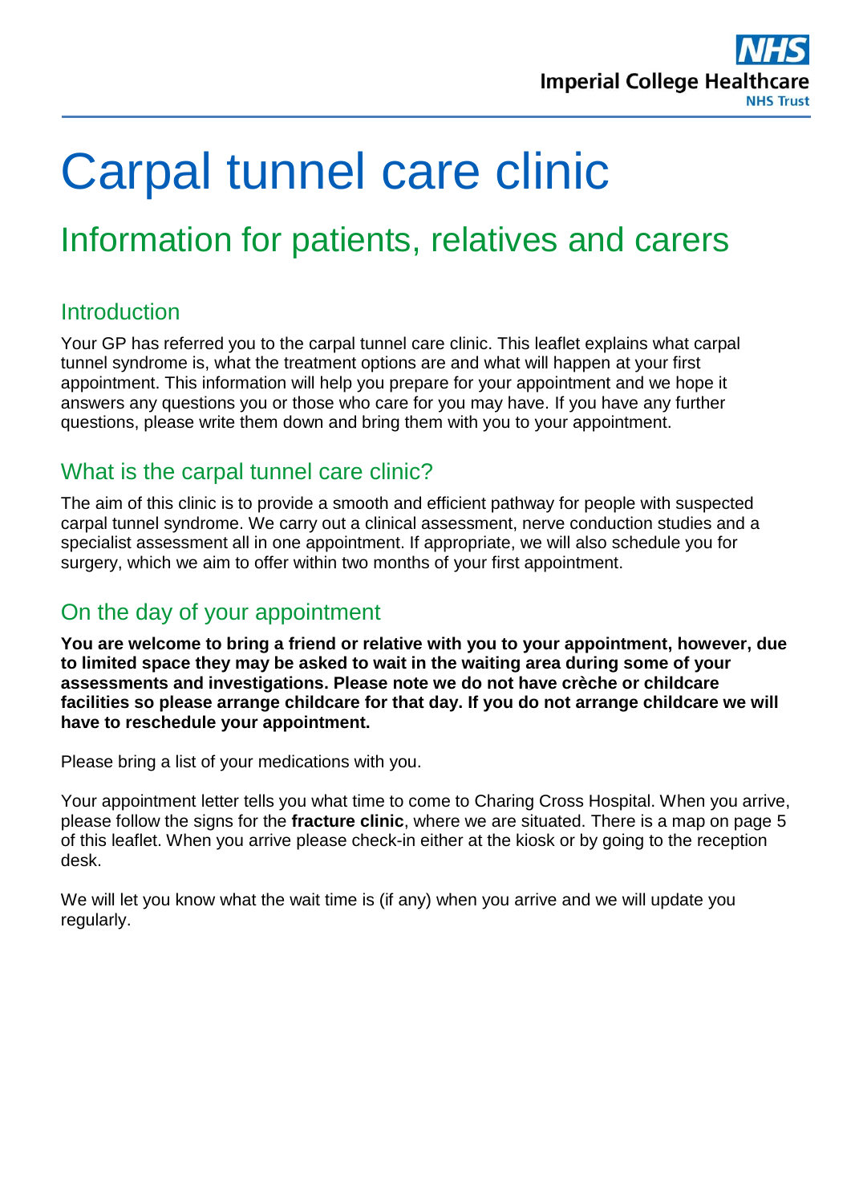# Carpal tunnel care clinic

## Information for patients, relatives and carers

### Introduction

Your GP has referred you to the carpal tunnel care clinic. This leaflet explains what carpal tunnel syndrome is, what the treatment options are and what will happen at your first appointment. This information will help you prepare for your appointment and we hope it answers any questions you or those who care for you may have. If you have any further questions, please write them down and bring them with you to your appointment.

### What is the carpal tunnel care clinic?

The aim of this clinic is to provide a smooth and efficient pathway for people with suspected carpal tunnel syndrome. We carry out a clinical assessment, nerve conduction studies and a specialist assessment all in one appointment. If appropriate, we will also schedule you for surgery, which we aim to offer within two months of your first appointment.

### On the day of your appointment

**You are welcome to bring a friend or relative with you to your appointment, however, due to limited space they may be asked to wait in the waiting area during some of your assessments and investigations. Please note we do not have crèche or childcare facilities so please arrange childcare for that day. If you do not arrange childcare we will have to reschedule your appointment.**

Please bring a list of your medications with you.

Your appointment letter tells you what time to come to Charing Cross Hospital. When you arrive, please follow the signs for the **fracture clinic**, where we are situated. There is a map on page 5 of this leaflet. When you arrive please check-in either at the kiosk or by going to the reception desk.

We will let you know what the wait time is (if any) when you arrive and we will update you regularly.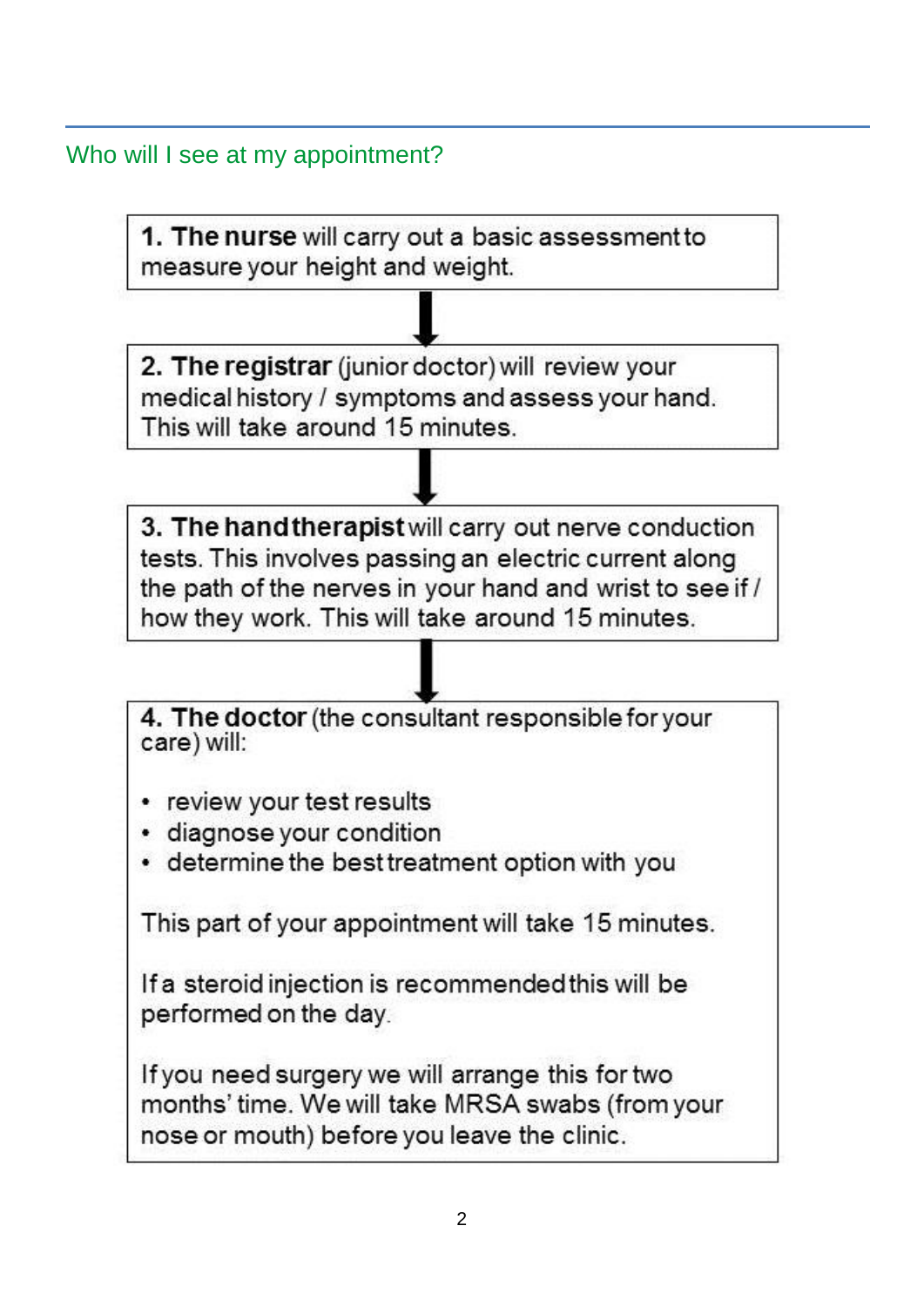## Who will I see at my appointment?

**1. The nurse** will carry out a basic assessment to measure your height and weight.

↓

**2. The registrar** (junior doctor) will review your medical history / symptoms and assess your hand. This will take around 15 minutes.

↓

**3. The hand therapist** will carry out nerve conduction tests. This involves passing an electric current along the path of the nerves in your hand and wrist to see if / how they work. This will take around 15 minutes.

↓

**4. The doctor** (the consultant responsible for your care) will:

- review your test results
- diagnose your condition
- determine the best treatment option with you

This part of your appointment will take 15 minutes.

If a steroid injection is recommended this will be performed on the day.

If you need surgery we will arrange this for two months' time. We will take MRSA swabs (from your nose or mouth) before you leave the clinic.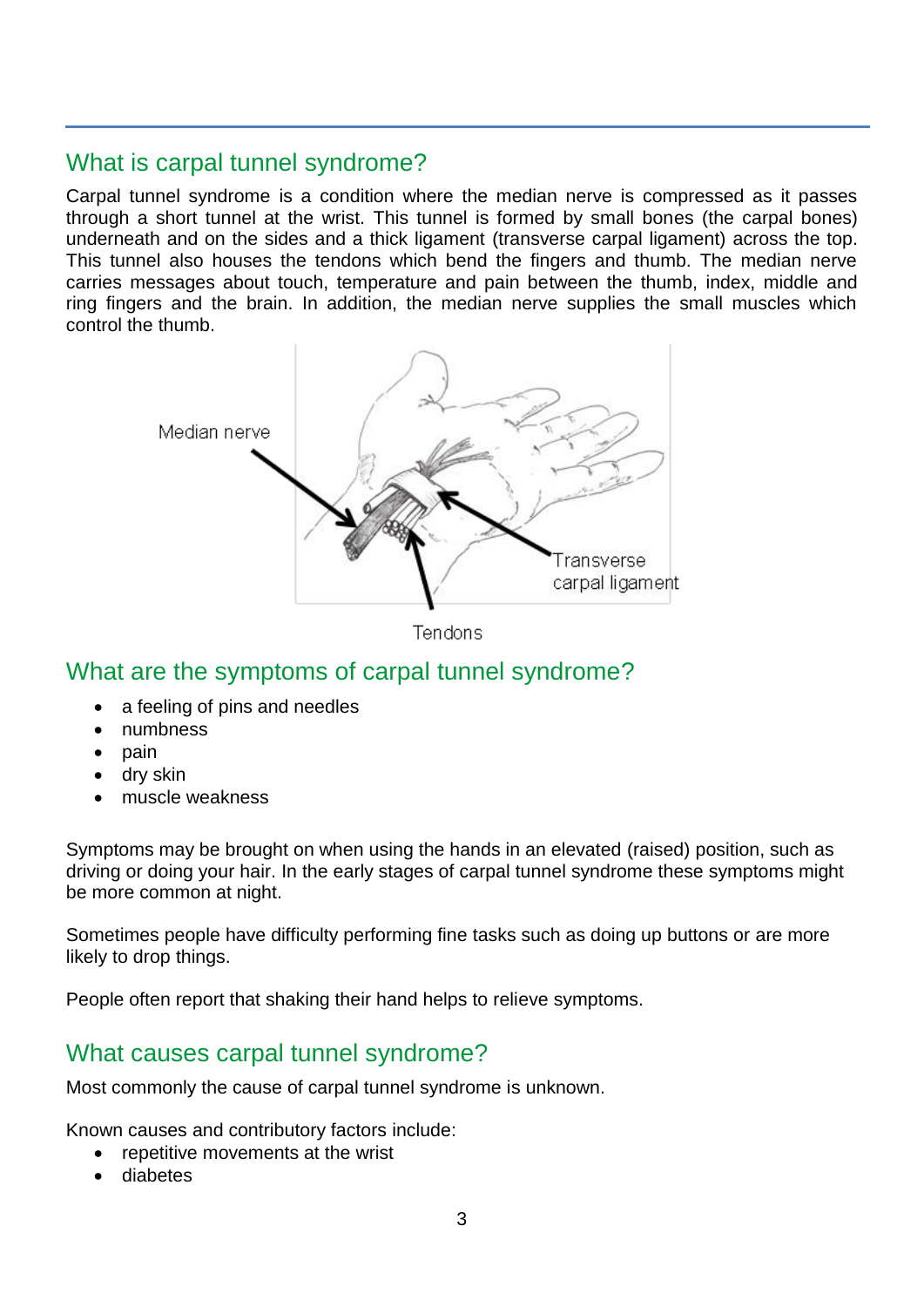## What is carpal tunnel syndrome?

Carpal tunnel syndrome is a condition where the median nerve is compressed as it passes through a short tunnel at the wrist. This tunnel is formed by small bones (the carpal bones) underneath and on the sides and a thick ligament (transverse carpal ligament) across the top. This tunnel also houses the tendons which bend the fingers and thumb. The median nerve carries messages about touch, temperature and pain between the thumb, index, middle and ring fingers and the brain. In addition, the median nerve supplies the small muscles which control the thumb.

## What are the symptoms of carpal tunnel syndrome?

- a feeling of pins and needles
- numbness
- pain
- dry skin
- muscle weakness

Symptoms may be brought on when using the hands in an elevated (raised) position, such as driving or doing your hair. In the early stages of carpal tunnel syndrome these symptoms might be more common at night.

Sometimes people have difficulty performing fine tasks such as doing up buttons or are more likely to drop things.

People often report that shaking their hand helps to relieve symptoms.

## What causes carpal tunnel syndrome?

Most commonly the cause of carpal tunnel syndrome is unknown.

Known causes and contributory factors include:

- repetitive movements at the wrist
- diabetes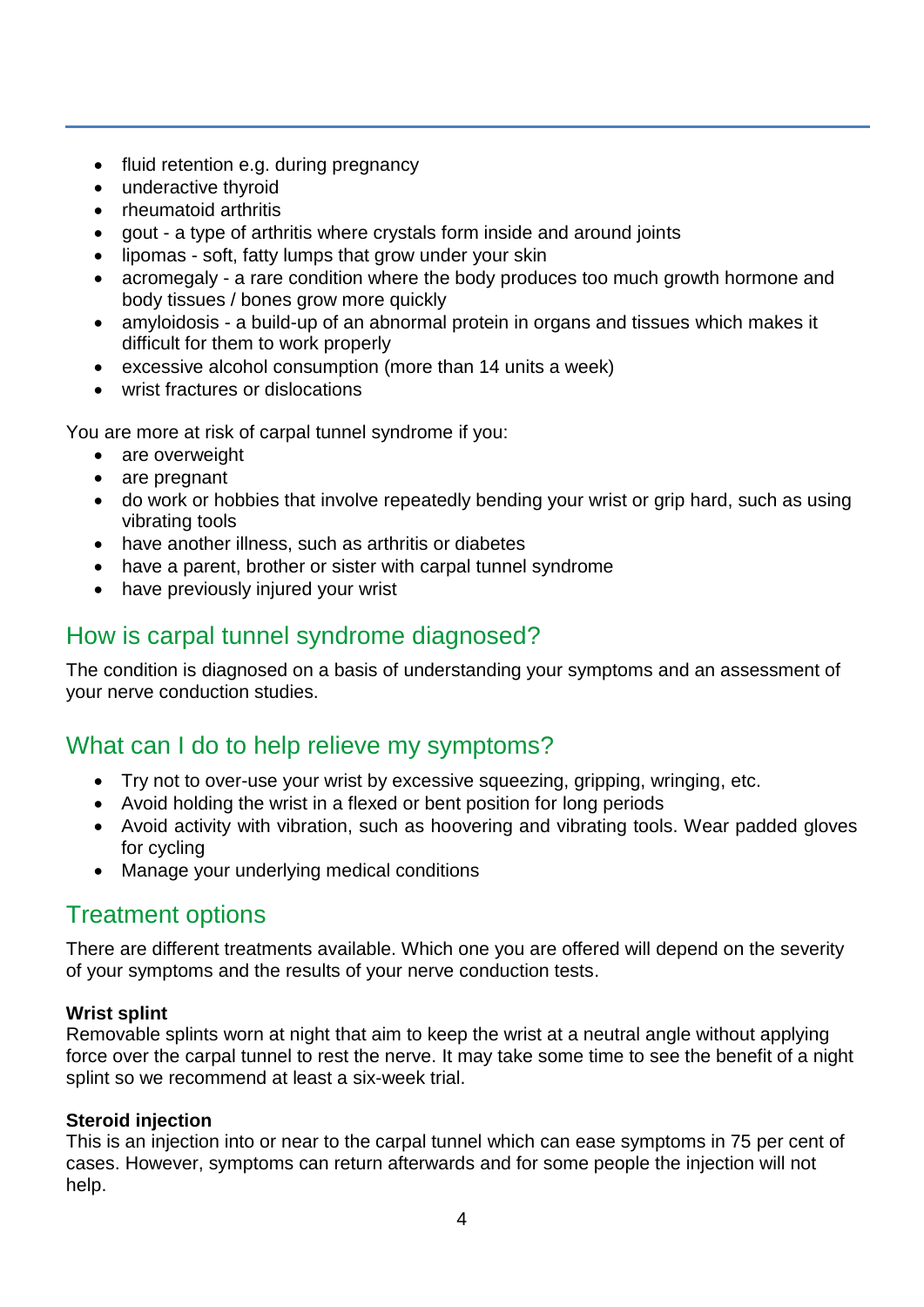- fluid retention e.g. during pregnancy
- underactive thyroid
- rheumatoid arthritis
- gout - a type of arthritis where crystals form inside and around joints
- lipomas - soft, fatty lumps that grow under your skin
- acromegaly - a rare condition where the body produces too much growth hormone and body tissues / bones grow more quickly
- amyloidosis - a build-up of an abnormal protein in organs and tissues which makes it difficult for them to work properly
- excessive alcohol consumption (more than 14 units a week)
- wrist fractures or dislocations

You are more at risk of carpal tunnel syndrome if you:

- are overweight
- are pregnant
- do work or hobbies that involve repeatedly bending your wrist or grip hard, such as using vibrating tools
- have another illness, such as arthritis or diabetes
- have a parent, brother or sister with carpal tunnel syndrome
- have previously injured your wrist

## How is carpal tunnel syndrome diagnosed?

The condition is diagnosed on a basis of understanding your symptoms and an assessment of your nerve conduction studies.

## What can I do to help relieve my symptoms?

- Try not to over-use your wrist by excessive squeezing, gripping, wringing, etc.
- Avoid holding the wrist in a flexed or bent position for long periods
- Avoid activity with vibration, such as hoovering and vibrating tools. Wear padded gloves for cycling
- Manage your underlying medical conditions

## Treatment options

There are different treatments available. Which one you are offered will depend on the severity of your symptoms and the results of your nerve conduction tests.

**Wrist splint**

Removable splints worn at night that aim to keep the wrist at a neutral angle without applying force over the carpal tunnel to rest the nerve. It may take some time to see the benefit of a night splint so we recommend at least a six-week trial.

**Steroid injection**

This is an injection into or near to the carpal tunnel which can ease symptoms in 75 per cent of cases. However, symptoms can return afterwards and for some people the injection will not help.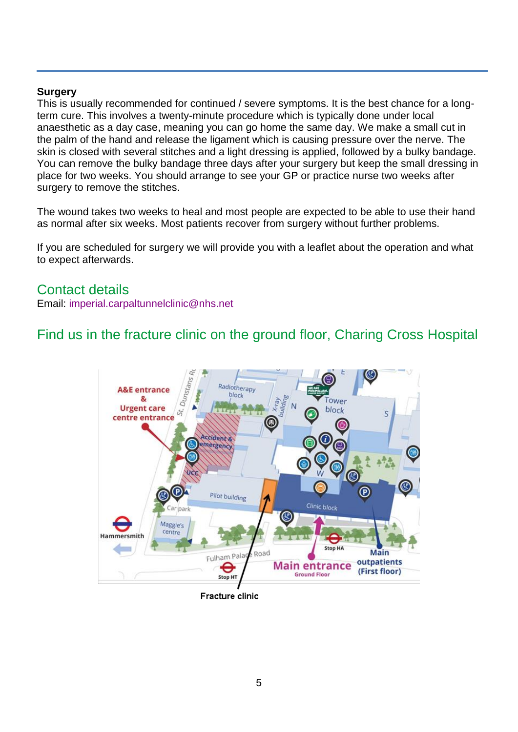**Surgery**

This is usually recommended for continued / severe symptoms. It is the best chance for a long-term cure. This involves a twenty-minute procedure which is typically done under local anaesthetic as a day case, meaning you can go home the same day. We make a small cut in the palm of the hand and release the ligament which is causing pressure over the nerve. The skin is closed with several stitches and a light dressing is applied, followed by a bulky bandage. You can remove the bulky bandage three days after your surgery but keep the small dressing in place for two weeks. You should arrange to see your GP or practice nurse two weeks after surgery to remove the stitches.

The wound takes two weeks to heal and most people are expected to be able to use their hand as normal after six weeks. Most patients recover from surgery without further problems.

If you are scheduled for surgery we will provide you with a leaflet about the operation and what to expect afterwards.

## Contact details

Email: imperial.carpaltunnelclinic@nhs.net

## Find us in the fracture clinic on the ground floor, Charing Cross Hospital

Fracture clinic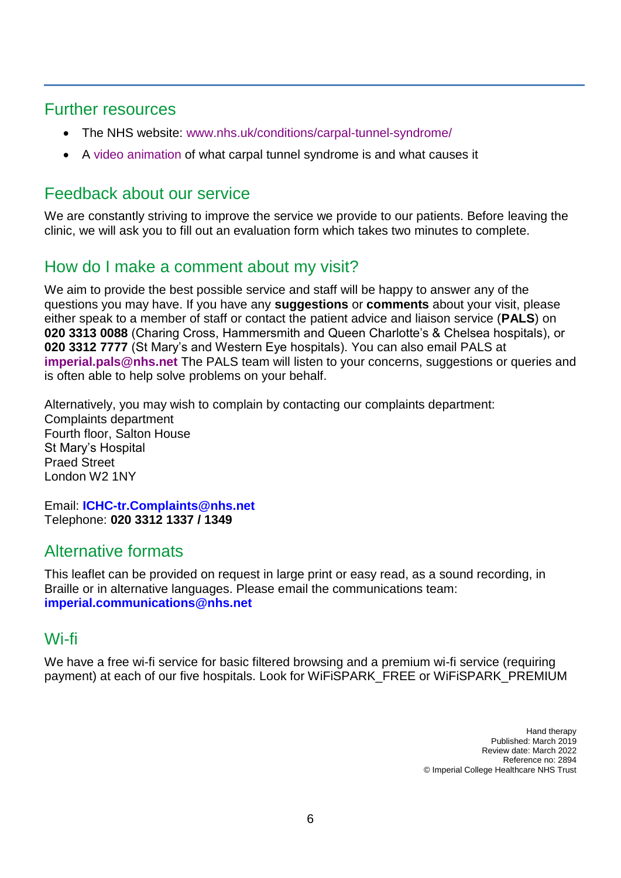## Further resources

- The NHS website: www.nhs.uk/conditions/carpal-tunnel-syndrome/
- A video animation of what carpal tunnel syndrome is and what causes it

## Feedback about our service

We are constantly striving to improve the service we provide to our patients. Before leaving the clinic, we will ask you to fill out an evaluation form which takes two minutes to complete.

## How do I make a comment about my visit?

We aim to provide the best possible service and staff will be happy to answer any of the questions you may have. If you have any **suggestions** or **comments** about your visit, please either speak to a member of staff or contact the patient advice and liaison service (**PALS**) on **020 3313 0088** (Charing Cross, Hammersmith and Queen Charlotte's & Chelsea hospitals), or **020 3312 7777** (St Mary's and Western Eye hospitals). You can also email PALS at **imperial.pals@nhs.net** The PALS team will listen to your concerns, suggestions or queries and is often able to help solve problems on your behalf.

Alternatively, you may wish to complain by contacting our complaints department:
Complaints department
Fourth floor, Salton House
St Mary's Hospital
Praed Street
London W2 1NY

Email: **ICHC-tr.Complaints@nhs.net**
Telephone: **020 3312 1337 / 1349**

## Alternative formats

This leaflet can be provided on request in large print or easy read, as a sound recording, in Braille or in alternative languages. Please email the communications team: **imperial.communications@nhs.net**

## Wi-fi

We have a free wi-fi service for basic filtered browsing and a premium wi-fi service (requiring payment) at each of our five hospitals. Look for WiFiSPARK_FREE or WiFiSPARK_PREMIUM

Hand therapy
Published: March 2019
Review date: March 2022
Reference no: 2894
© Imperial College Healthcare NHS Trust